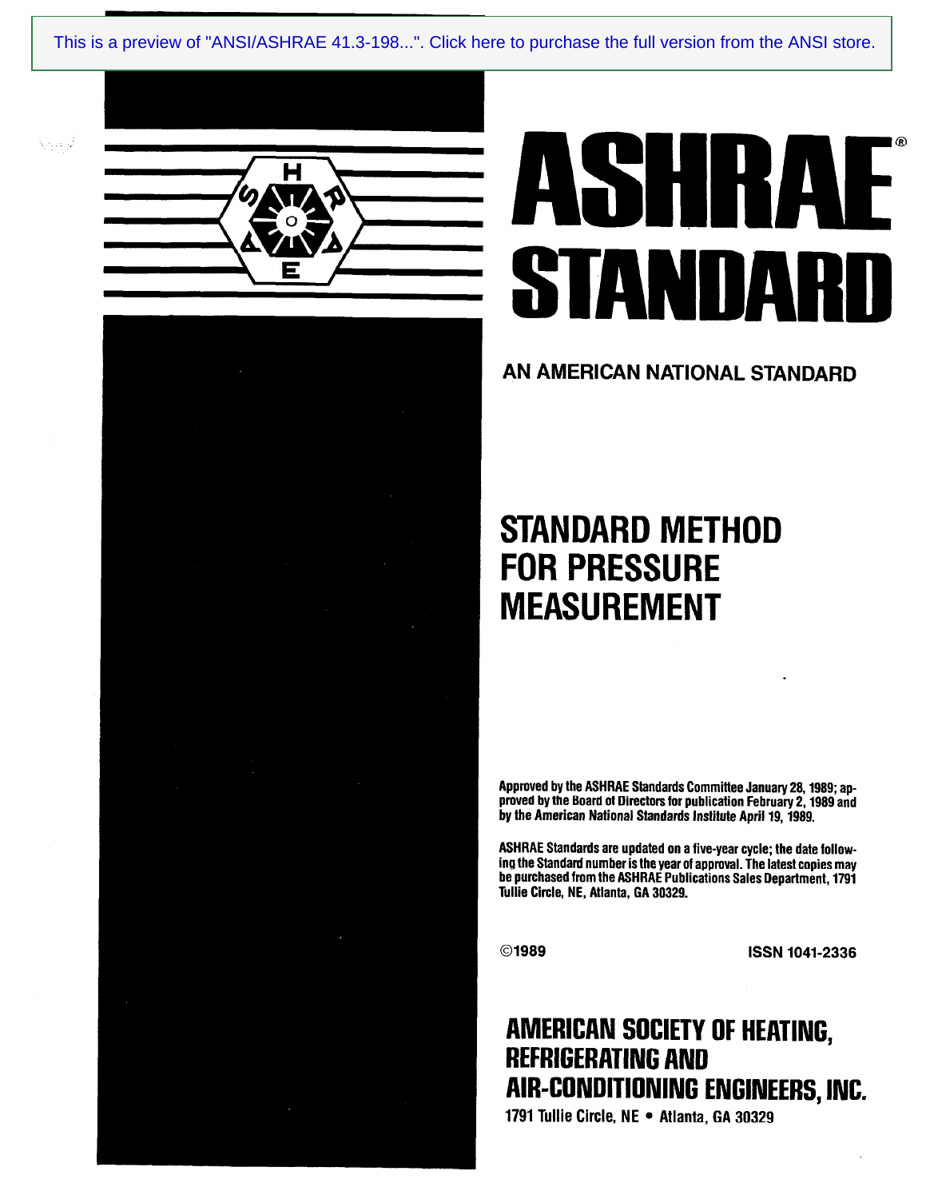# ASHRAE® STANDARD

AN AMERICAN NATIONAL STANDARD

## STANDARD METHOD FOR PRESSURE MEASUREMENT

Approved by the ASHRAE Standards Committee January 28, 1989; approved by the Board of Directors for publication February 2, 1989 and by the American National Standards Institute April 19, 1989.

ASHRAE Standards are updated on a five-year cycle; the date following the Standard number is the year of approval. The latest copies may be purchased from the ASHRAE Publications Sales Department, 1791 Tullie Circle, NE, Atlanta, GA 30329.

©1989 ISSN 1041-2336

**AMERICAN SOCIETY OF HEATING, REFRIGERATING AND AIR-CONDITIONING ENGINEERS, INC.**

1791 Tullie Circle, NE • Atlanta, GA 30329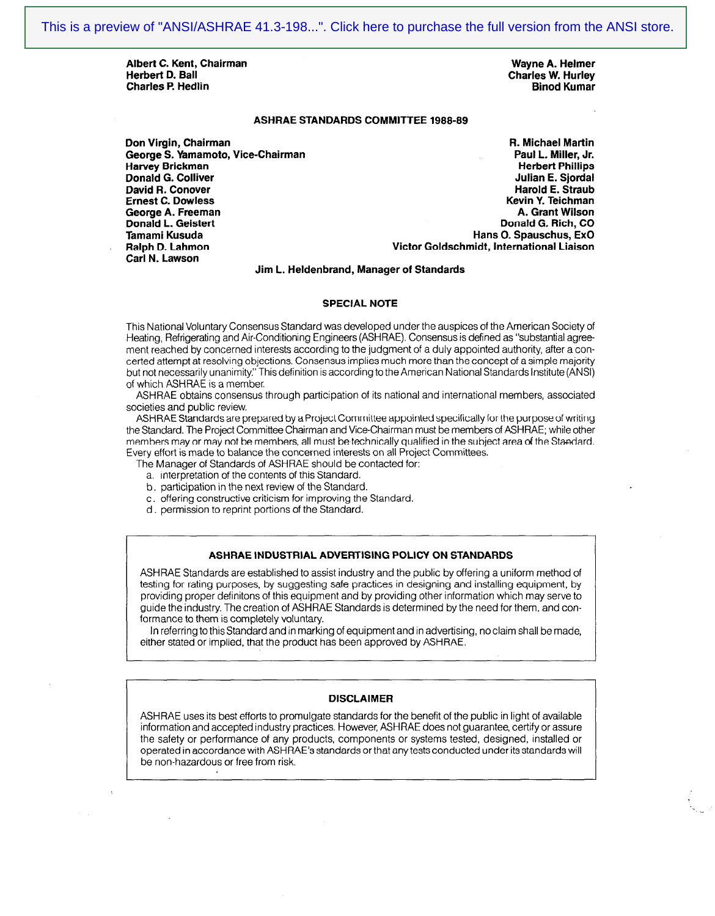**Albert C. Kent, Chairman**
**Herbert D. Ball**
**Charles P. Hedlin**
**Wayne A. Helmer**
**Charles W. Hurley**
**Binod Kumar**

## ASHRAE STANDARDS COMMITTEE 1988-89

**Don Virgin, Chairman**
**George S. Yamamoto, Vice-Chairman**
**Harvey Brickman**
**Donald G. Colliver**
**David R. Conover**
**Ernest C. Dowless**
**George A. Freeman**
**Donald L. Geistert**
**Tamami Kusuda**
**Ralph D. Lahmon**
**Carl N. Lawson**
**R. Michael Martin**
**Paul L. Miller, Jr.**
**Herbert Phillips**
**Julian E. Sjordal**
**Harold E. Straub**
**Kevin Y. Teichman**
**A. Grant Wilson**
**Donald G. Rich, CO**
**Hans O. Spauschus, ExO**
**Victor Goldschmidt, International Liaison**

**Jim L. Heldenbrand, Manager of Standards**

## SPECIAL NOTE

This National Voluntary Consensus Standard was developed under the auspices of the American Society of Heating, Refrigerating and Air-Conditioning Engineers (ASHRAE). Consensus is defined as "substantial agreement reached by concerned interests according to the judgment of a duly appointed authority, after a concerted attempt at resolving objections. Consensus implies much more than the concept of a simple majority but not necessarily unanimity." This definition is according to the American National Standards Institute (ANSI) of which ASHRAE is a member.

ASHRAE obtains consensus through participation of its national and international members, associated societies and public review.

ASHRAE Standards are prepared by a Project Committee appointed specifically for the purpose of writing the Standard. The Project Committee Chairman and Vice-Chairman must be members of ASHRAE; while other members may or may not be members, all must be technically qualified in the subject area of the Standard. Every effort is made to balance the concerned interests on all Project Committees.

The Manager of Standards of ASHRAE should be contacted for:

a. interpretation of the contents of this Standard.
b. participation in the next review of the Standard.
c. offering constructive criticism for improving the Standard.
d. permission to reprint portions of the Standard.

## ASHRAE INDUSTRIAL ADVERTISING POLICY ON STANDARDS

ASHRAE Standards are established to assist industry and the public by offering a uniform method of testing for rating purposes, by suggesting safe practices in designing and installing equipment, by providing proper definitons of this equipment and by providing other information which may serve to guide the industry. The creation of ASHRAE Standards is determined by the need for them, and conformance to them is completely voluntary.

In referring to this Standard and in marking of equipment and in advertising, no claim shall be made, either stated or implied, that the product has been approved by ASHRAE.

## DISCLAIMER

ASHRAE uses its best efforts to promulgate standards for the benefit of the public in light of available information and accepted industry practices. However, ASHRAE does not guarantee, certify or assure the safety or performance of any products, components or systems tested, designed, installed or operated in accordance with ASHRAE's standards or that any tests conducted under its standards will be non-hazardous or free from risk.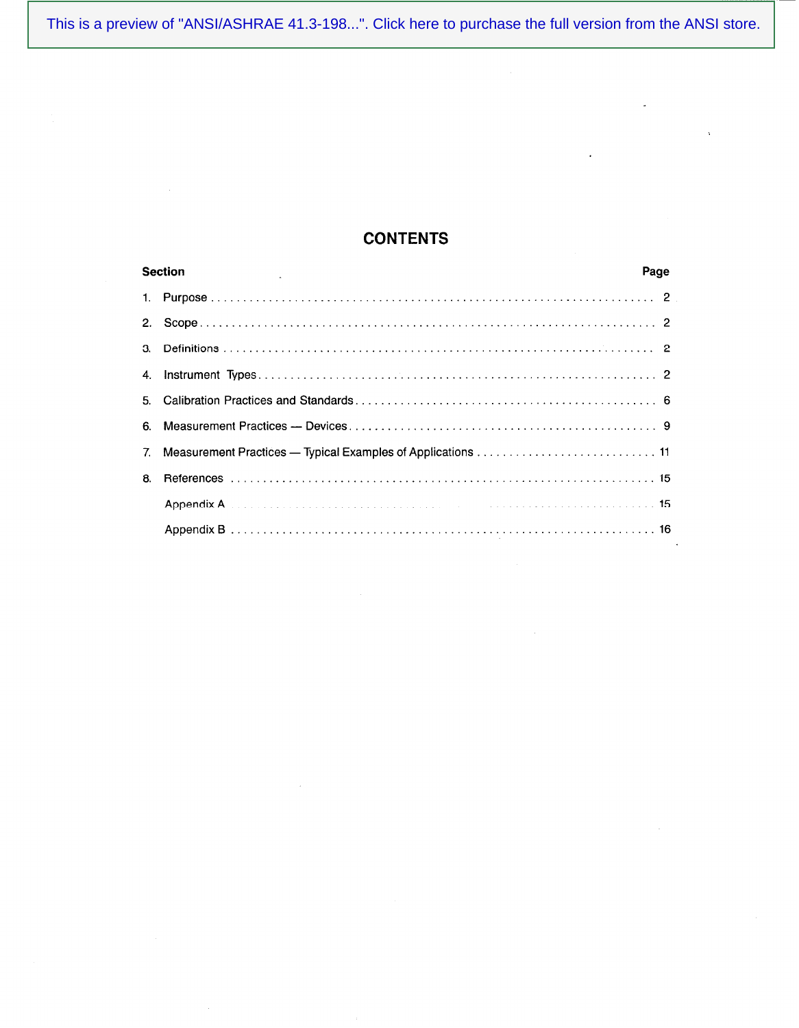# CONTENTS

| Section | | Page |
|---|---|---|
| 1. | Purpose | 2 |
| 2. | Scope | 2 |
| 3. | Definitions | 2 |
| 4. | Instrument Types | 2 |
| 5. | Calibration Practices and Standards | 6 |
| 6. | Measurement Practices — Devices | 9 |
| 7. | Measurement Practices — Typical Examples of Applications | 11 |
| 8. | References | 15 |
| | Appendix A | 15 |
| | Appendix B | 16 |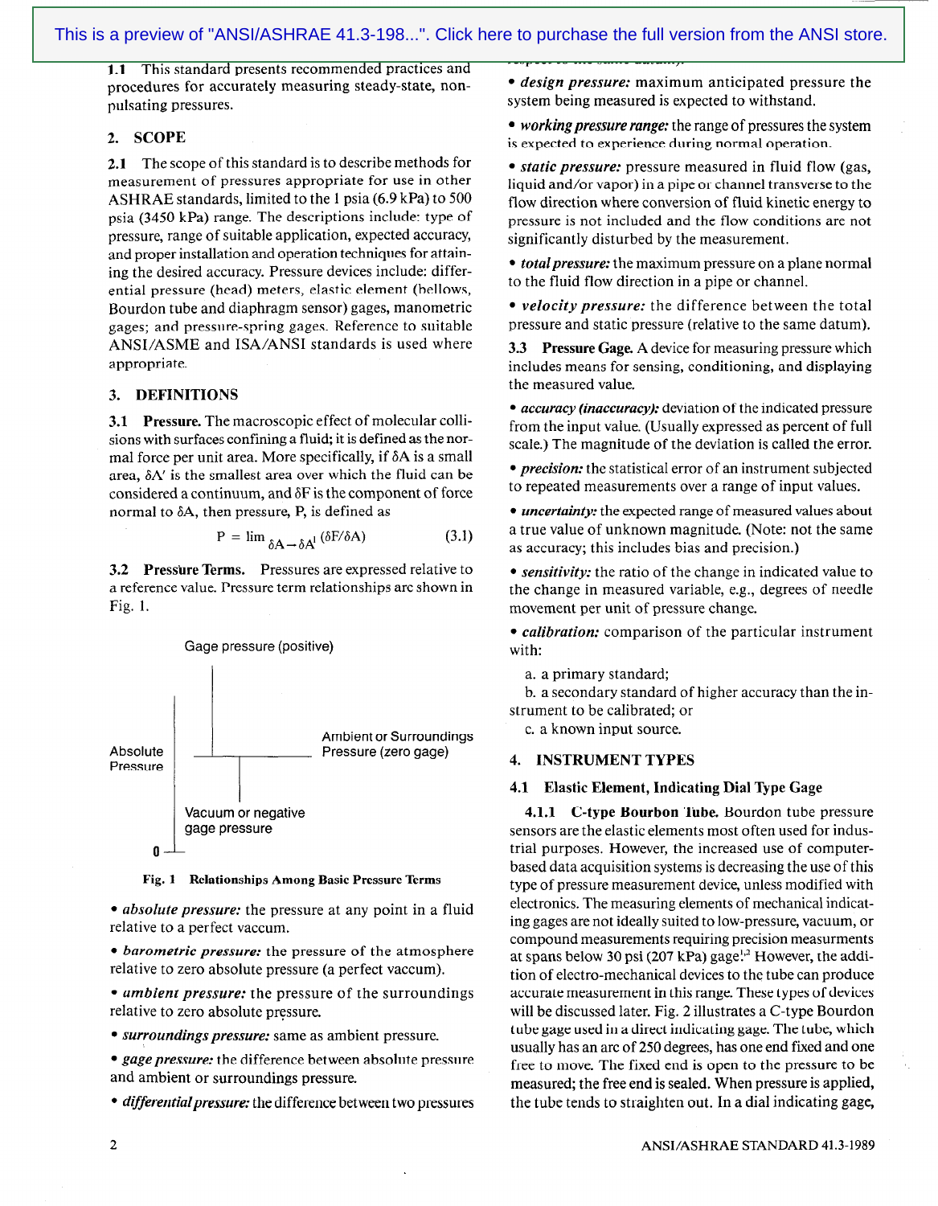**1.1** This standard presents recommended practices and procedures for accurately measuring steady-state, non-pulsating pressures.

## 2. SCOPE

**2.1** The scope of this standard is to describe methods for measurement of pressures appropriate for use in other ASHRAE standards, limited to the 1 psia (6.9 kPa) to 500 psia (3450 kPa) range. The descriptions include: type of pressure, range of suitable application, expected accuracy, and proper installation and operation techniques for attaining the desired accuracy. Pressure devices include: differential pressure (head) meters, elastic element (bellows, Bourdon tube and diaphragm sensor) gages, manometric gages; and pressure-spring gages. Reference to suitable ANSI/ASME and ISA/ANSI standards is used where appropriate.

## 3. DEFINITIONS

**3.1 Pressure.** The macroscopic effect of molecular collisions with surfaces confining a fluid; it is defined as the normal force per unit area. More specifically, if δA is a small area, δA' is the smallest area over which the fluid can be considered a continuum, and δF is the component of force normal to δA, then pressure, P, is defined as

$$P = \lim_{\delta A - \delta A'} (\delta F / \delta A) \tag{3.1}$$

**3.2 Pressure Terms.** Pressures are expressed relative to a reference value. Pressure term relationships are shown in Fig. 1.

Gage pressure (positive)

Absolute Pressure

Ambient or Surroundings Pressure (zero gage)

Vacuum or negative gage pressure

0

**Fig. 1 Relationships Among Basic Pressure Terms**

- *absolute pressure:* the pressure at any point in a fluid relative to a perfect vaccum.
- *barometric pressure:* the pressure of the atmosphere relative to zero absolute pressure (a perfect vaccum).
- *ambient pressure:* the pressure of the surroundings relative to zero absolute pressure.
- *surroundings pressure:* same as ambient pressure.
- *gage pressure:* the difference between absolute pressure and ambient or surroundings pressure.
- *differential pressure:* the difference between two pressures respect to the same datum).
- *design pressure:* maximum anticipated pressure the system being measured is expected to withstand.
- *working pressure range:* the range of pressures the system is expected to experience during normal operation.
- *static pressure:* pressure measured in fluid flow (gas, liquid and/or vapor) in a pipe or channel transverse to the flow direction where conversion of fluid kinetic energy to pressure is not included and the flow conditions are not significantly disturbed by the measurement.
- *total pressure:* the maximum pressure on a plane normal to the fluid flow direction in a pipe or channel.
- *velocity pressure:* the difference between the total pressure and static pressure (relative to the same datum).

**3.3 Pressure Gage.** A device for measuring pressure which includes means for sensing, conditioning, and displaying the measured value.

- *accuracy (inaccuracy):* deviation of the indicated pressure from the input value. (Usually expressed as percent of full scale.) The magnitude of the deviation is called the error.
- *precision:* the statistical error of an instrument subjected to repeated measurements over a range of input values.
- *uncertainty:* the expected range of measured values about a true value of unknown magnitude. (Note: not the same as accuracy; this includes bias and precision.)
- *sensitivity:* the ratio of the change in indicated value to the change in measured variable, e.g., degrees of needle movement per unit of pressure change.
- *calibration:* comparison of the particular instrument with:

  a. a primary standard;
  b. a secondary standard of higher accuracy than the instrument to be calibrated; or
  c. a known input source.

## 4. INSTRUMENT TYPES

### 4.1 Elastic Element, Indicating Dial Type Gage

**4.1.1 C-type Bourbon Tube.** Bourdon tube pressure sensors are the elastic elements most often used for industrial purposes. However, the increased use of computer-based data acquisition systems is decreasing the use of this type of pressure measurement device, unless modified with electronics. The measuring elements of mechanical indicating gages are not ideally suited to low-pressure, vacuum, or compound measurements requiring precision measurments at spans below 30 psi (207 kPa) gage.[1,2] However, the addition of electro-mechanical devices to the tube can produce accurate measurement in this range. These types of devices will be discussed later. Fig. 2 illustrates a C-type Bourdon tube gage used in a direct indicating gage. The tube, which usually has an arc of 250 degrees, has one end fixed and one free to move. The fixed end is open to the pressure to be measured; the free end is sealed. When pressure is applied, the tube tends to straighten out. In a dial indicating gage,